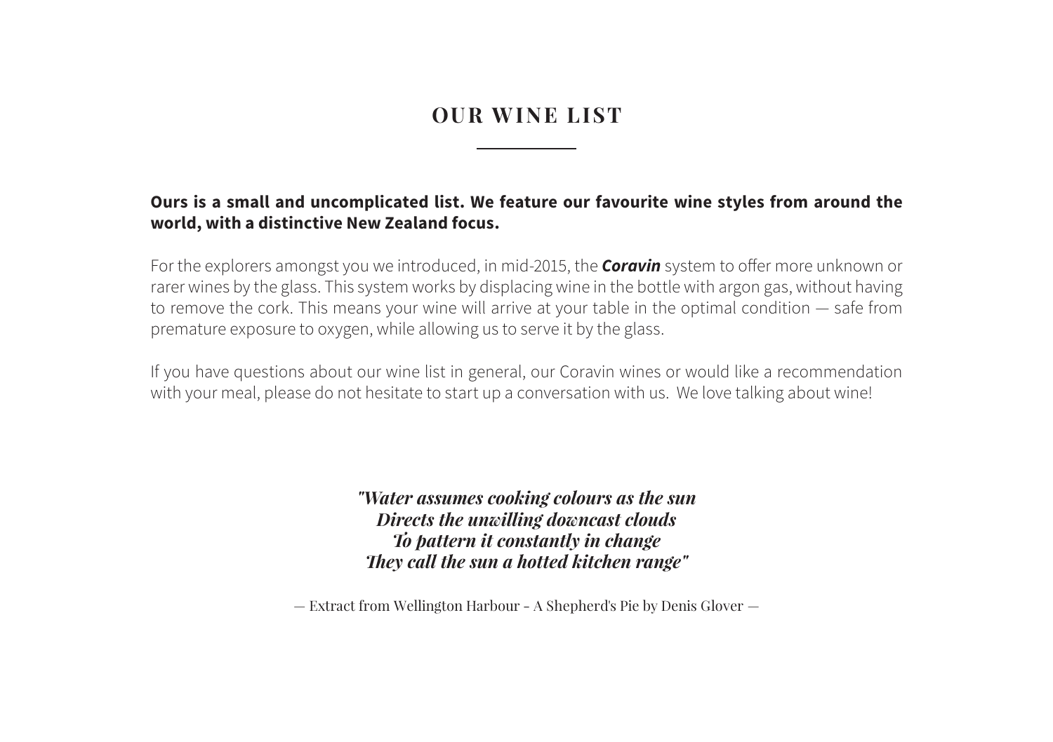# OUR WINE LIST

**Ours is a small and uncomplicated list. We feature our favourite wine styles from around the world, with a distinctive New Zealand focus.**

For the explorers amongst you we introduced, in mid-2015, the ***Coravin*** system to offer more unknown or rarer wines by the glass. This system works by displacing wine in the bottle with argon gas, without having to remove the cork. This means your wine will arrive at your table in the optimal condition — safe from premature exposure to oxygen, while allowing us to serve it by the glass.

If you have questions about our wine list in general, our Coravin wines or would like a recommendation with your meal, please do not hesitate to start up a conversation with us. We love talking about wine!

***"Water assumes cooking colours as the sun***
***Directs the unwilling downcast clouds***
***To pattern it constantly in change***
***They call the sun a hotted kitchen range"***

— Extract from Wellington Harbour - A Shepherd's Pie by Denis Glover —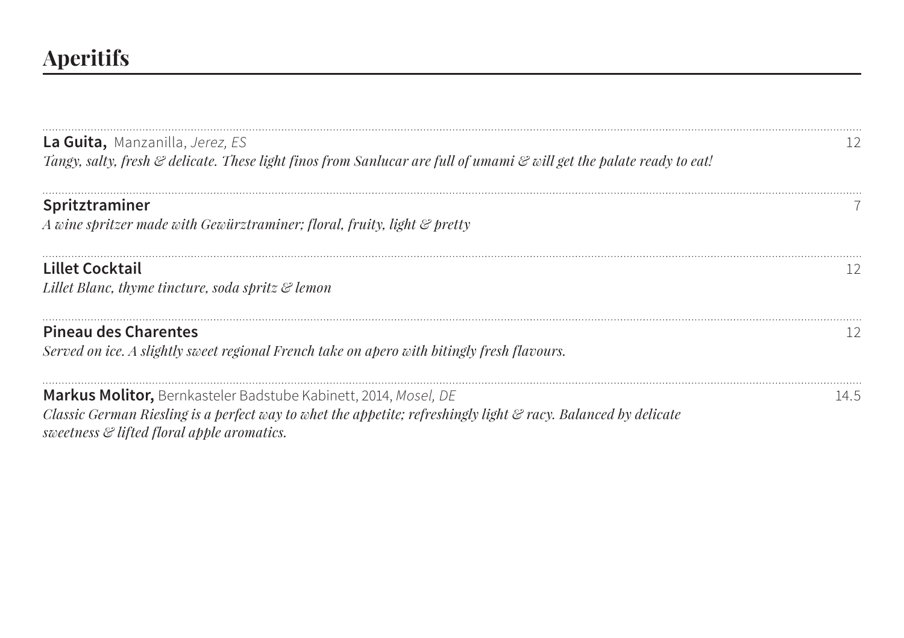# Aperitifs

---

**La Guita,** Manzanilla, *Jerez, ES* — 12

*Tangy, salty, fresh & delicate. These light finos from Sanlucar are full of umami & will get the palate ready to eat!*

---

**Spritztraminer** — 7

*A wine spritzer made with Gewürztraminer; floral, fruity, light & pretty*

---

**Lillet Cocktail** — 12

*Lillet Blanc, thyme tincture, soda spritz & lemon*

---

**Pineau des Charentes** — 12

*Served on ice. A slightly sweet regional French take on apero with bitingly fresh flavours.*

---

**Markus Molitor,** Bernkasteler Badstube Kabinett, 2014, *Mosel, DE* — 14.5

*Classic German Riesling is a perfect way to whet the appetite; refreshingly light & racy. Balanced by delicate sweetness & lifted floral apple aromatics.*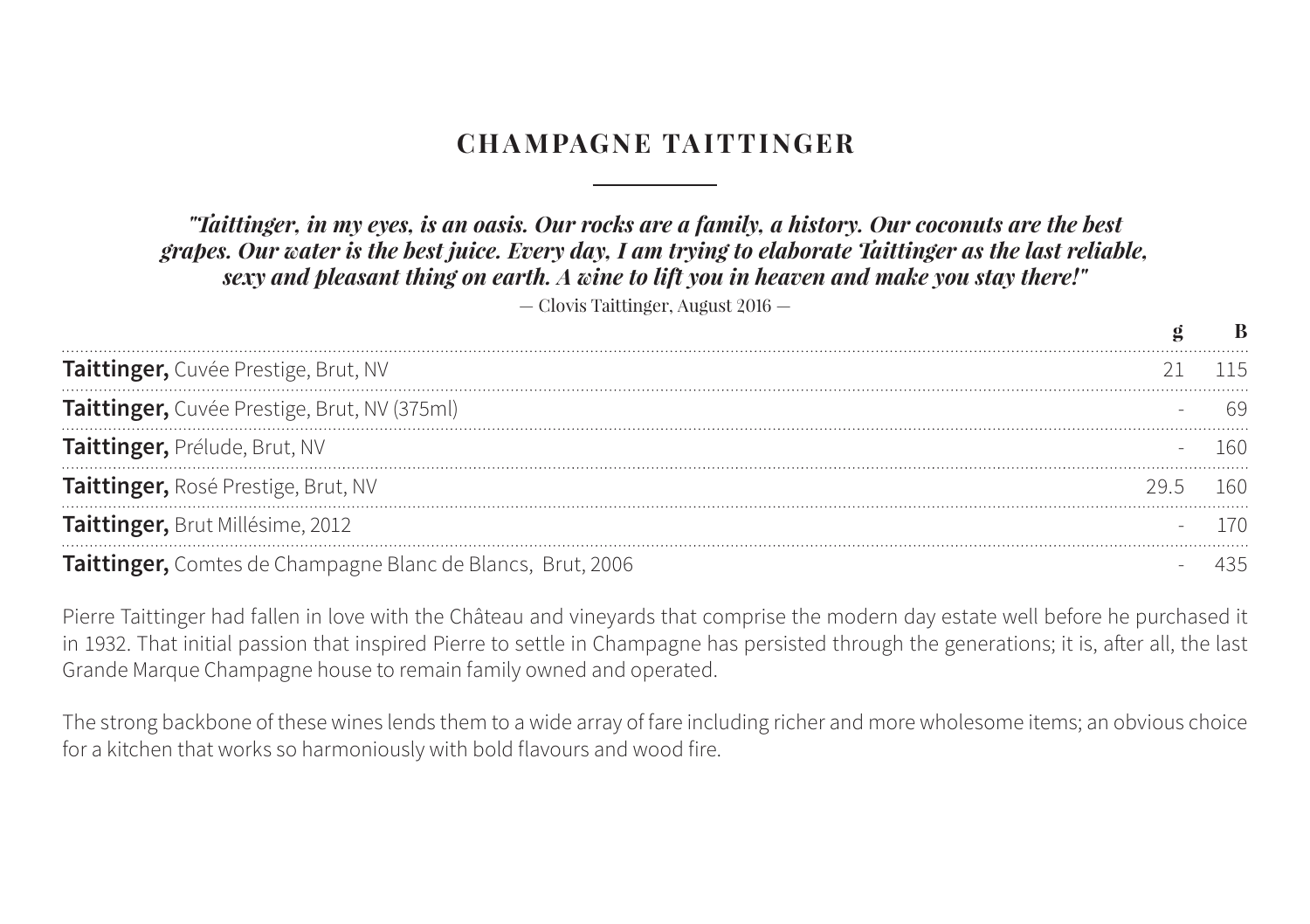## CHAMPAGNE TAITTINGER

***"Taittinger, in my eyes, is an oasis. Our rocks are a family, a history. Our coconuts are the best grapes. Our water is the best juice. Every day, I am trying to elaborate Taittinger as the last reliable, sexy and pleasant thing on earth. A wine to lift you in heaven and make you stay there!"***

— Clovis Taittinger, August 2016 —

| | g | B |
|---|---|---|
| **Taittinger,** Cuvée Prestige, Brut, NV | 21 | 115 |
| **Taittinger,** Cuvée Prestige, Brut, NV (375ml) | - | 69 |
| **Taittinger,** Prélude, Brut, NV | - | 160 |
| **Taittinger,** Rosé Prestige, Brut, NV | 29.5 | 160 |
| **Taittinger,** Brut Millésime, 2012 | - | 170 |
| **Taittinger,** Comtes de Champagne Blanc de Blancs, Brut, 2006 | - | 435 |

Pierre Taittinger had fallen in love with the Château and vineyards that comprise the modern day estate well before he purchased it in 1932. That initial passion that inspired Pierre to settle in Champagne has persisted through the generations; it is, after all, the last Grande Marque Champagne house to remain family owned and operated.

The strong backbone of these wines lends them to a wide array of fare including richer and more wholesome items; an obvious choice for a kitchen that works so harmoniously with bold flavours and wood fire.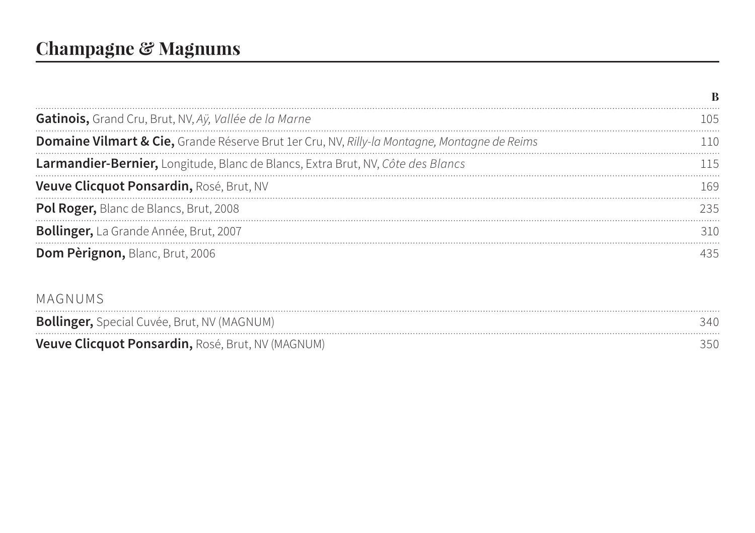## Champagne & Magnums

| | B |
|---|---|
| **Gatinois,** Grand Cru, Brut, NV, *Aÿ, Vallée de la Marne* | 105 |
| **Domaine Vilmart & Cie,** Grande Réserve Brut 1er Cru, NV, *Rilly-la Montagne, Montagne de Reims* | 110 |
| **Larmandier-Bernier,** Longitude, Blanc de Blancs, Extra Brut, NV, *Côte des Blancs* | 115 |
| **Veuve Clicquot Ponsardin,** Rosé, Brut, NV | 169 |
| **Pol Roger,** Blanc de Blancs, Brut, 2008 | 235 |
| **Bollinger,** La Grande Année, Brut, 2007 | 310 |
| **Dom Pèrignon,** Blanc, Brut, 2006 | 435 |

MAGNUMS

| | |
|---|---|
| **Bollinger,** Special Cuvée, Brut, NV (MAGNUM) | 340 |
| **Veuve Clicquot Ponsardin,** Rosé, Brut, NV (MAGNUM) | 350 |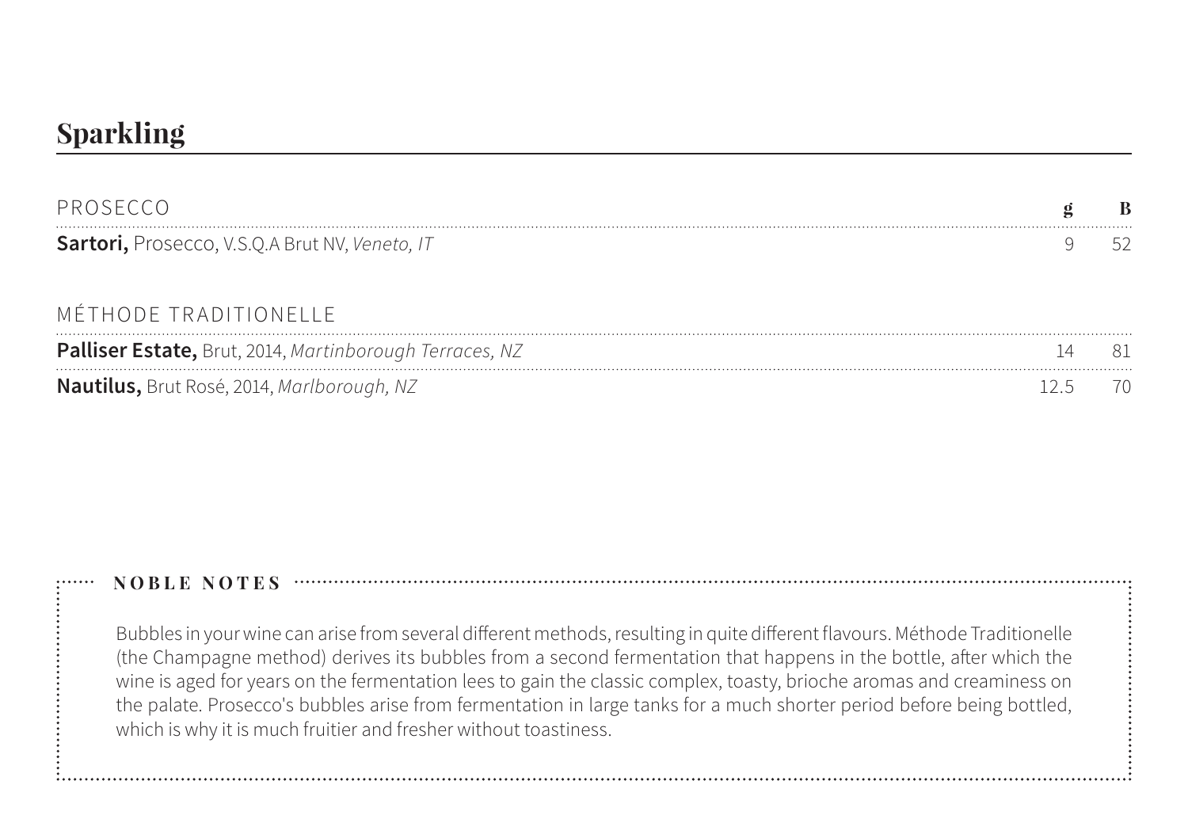## Sparkling

| PROSECCO | g | B |
|---|---|---|
| **Sartori,** Prosecco, V.S.Q.A Brut NV, *Veneto, IT* | 9 | 52 |

| MÉTHODE TRADITIONELLE | g | B |
|---|---|---|
| **Palliser Estate,** Brut, 2014, *Martinborough Terraces, NZ* | 14 | 81 |
| **Nautilus,** Brut Rosé, 2014, *Marlborough, NZ* | 12.5 | 70 |

### NOBLE NOTES

Bubbles in your wine can arise from several different methods, resulting in quite different flavours. Méthode Traditionelle (the Champagne method) derives its bubbles from a second fermentation that happens in the bottle, after which the wine is aged for years on the fermentation lees to gain the classic complex, toasty, brioche aromas and creaminess on the palate. Prosecco's bubbles arise from fermentation in large tanks for a much shorter period before being bottled, which is why it is much fruitier and fresher without toastiness.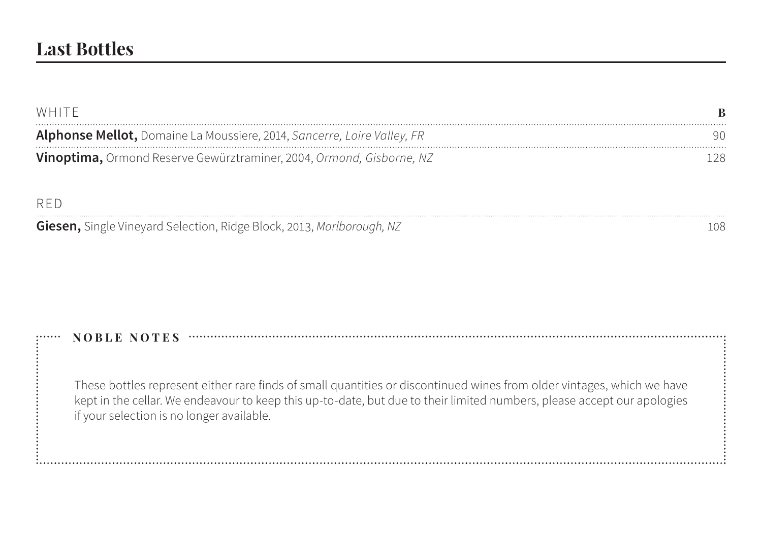# Last Bottles

| WHITE | B |
|---|---|
| **Alphonse Mellot,** Domaine La Moussiere, 2014, *Sancerre, Loire Valley, FR* | 90 |
| **Vinoptima,** Ormond Reserve Gewürztraminer, 2004, *Ormond, Gisborne, NZ* | 128 |

| RED | |
|---|---|
| **Giesen,** Single Vineyard Selection, Ridge Block, 2013, *Marlborough, NZ* | 108 |

**NOBLE NOTES**

These bottles represent either rare finds of small quantities or discontinued wines from older vintages, which we have kept in the cellar. We endeavour to keep this up-to-date, but due to their limited numbers, please accept our apologies if your selection is no longer available.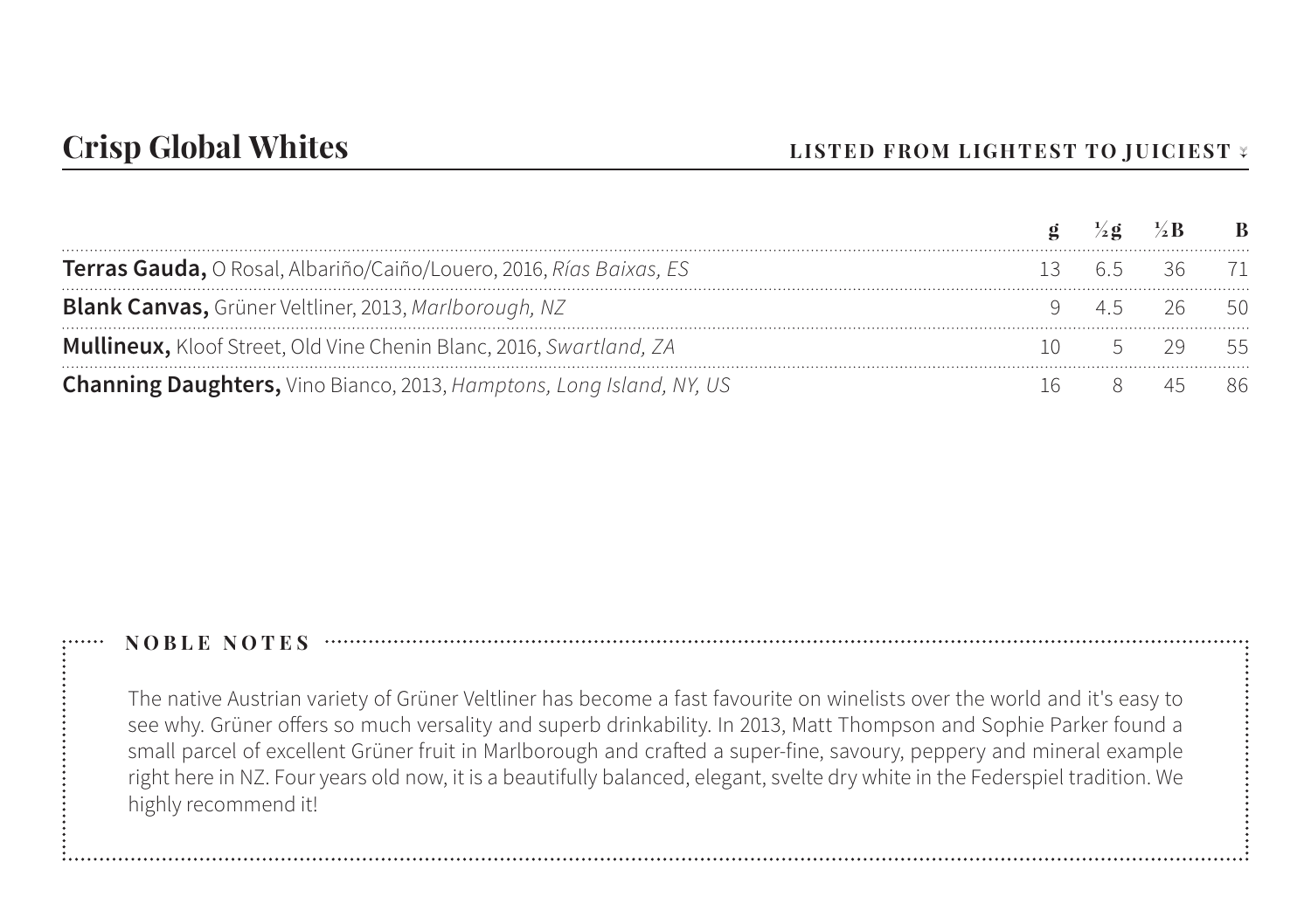## Crisp Global Whites

**LISTED FROM LIGHTEST TO JUICIEST**

| | g | ½g | ½B | B |
|---|---|---|---|---|
| **Terras Gauda,** O Rosal, Albariño/Caiño/Louero, 2016, *Rías Baixas, ES* | 13 | 6.5 | 36 | 71 |
| **Blank Canvas,** Grüner Veltliner, 2013, *Marlborough, NZ* | 9 | 4.5 | 26 | 50 |
| **Mullineux,** Kloof Street, Old Vine Chenin Blanc, 2016, *Swartland, ZA* | 10 | 5 | 29 | 55 |
| **Channing Daughters,** Vino Bianco, 2013, *Hamptons, Long Island, NY, US* | 16 | 8 | 45 | 86 |

**NOBLE NOTES**

The native Austrian variety of Grüner Veltliner has become a fast favourite on winelists over the world and it's easy to see why. Grüner offers so much versality and superb drinkability. In 2013, Matt Thompson and Sophie Parker found a small parcel of excellent Grüner fruit in Marlborough and crafted a super-fine, savoury, peppery and mineral example right here in NZ. Four years old now, it is a beautifully balanced, elegant, svelte dry white in the Federspiel tradition. We highly recommend it!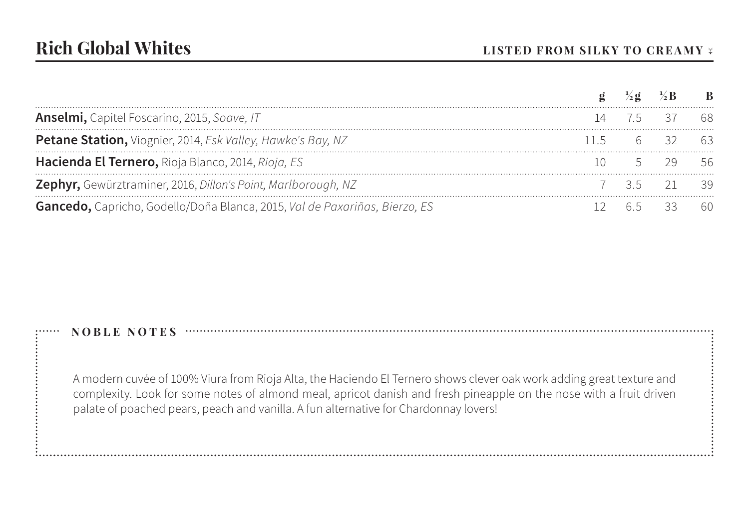# Rich Global Whites

**LISTED FROM SILKY TO CREAMY**

| | g | ½g | ½B | B |
|---|---|---|---|---|
| **Anselmi,** Capitel Foscarino, 2015, *Soave, IT* | 14 | 7.5 | 37 | 68 |
| **Petane Station,** Viognier, 2014, *Esk Valley, Hawke's Bay, NZ* | 11.5 | 6 | 32 | 63 |
| **Hacienda El Ternero,** Rioja Blanco, 2014, *Rioja, ES* | 10 | 5 | 29 | 56 |
| **Zephyr,** Gewürztraminer, 2016, *Dillon's Point, Marlborough, NZ* | 7 | 3.5 | 21 | 39 |
| **Gancedo,** Capricho, Godello/Doña Blanca, 2015, *Val de Paxariñas, Bierzo, ES* | 12 | 6.5 | 33 | 60 |

**NOBLE NOTES**

A modern cuvée of 100% Viura from Rioja Alta, the Haciendo El Ternero shows clever oak work adding great texture and complexity. Look for some notes of almond meal, apricot danish and fresh pineapple on the nose with a fruit driven palate of poached pears, peach and vanilla. A fun alternative for Chardonnay lovers!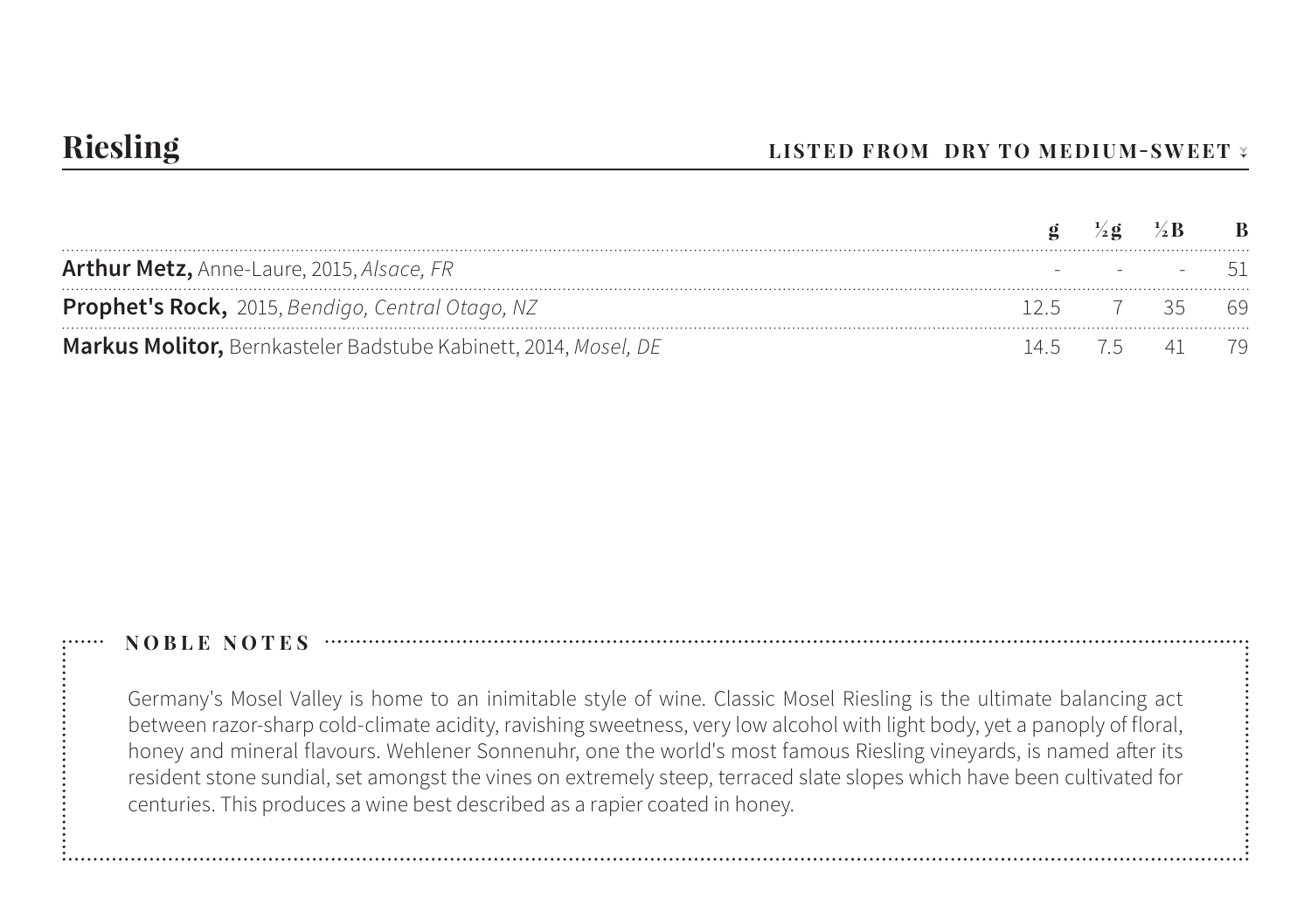# Riesling

**LISTED FROM DRY TO MEDIUM-SWEET**

| | g | ½g | ½B | B |
|---|---|---|---|---|
| **Arthur Metz,** Anne-Laure, 2015, *Alsace, FR* | - | - | - | 51 |
| **Prophet's Rock,** 2015, *Bendigo, Central Otago, NZ* | 12.5 | 7 | 35 | 69 |
| **Markus Molitor,** Bernkasteler Badstube Kabinett, 2014, *Mosel, DE* | 14.5 | 7.5 | 41 | 79 |

**NOBLE NOTES**

Germany's Mosel Valley is home to an inimitable style of wine. Classic Mosel Riesling is the ultimate balancing act between razor-sharp cold-climate acidity, ravishing sweetness, very low alcohol with light body, yet a panoply of floral, honey and mineral flavours. Wehlener Sonnenuhr, one the world's most famous Riesling vineyards, is named after its resident stone sundial, set amongst the vines on extremely steep, terraced slate slopes which have been cultivated for centuries. This produces a wine best described as a rapier coated in honey.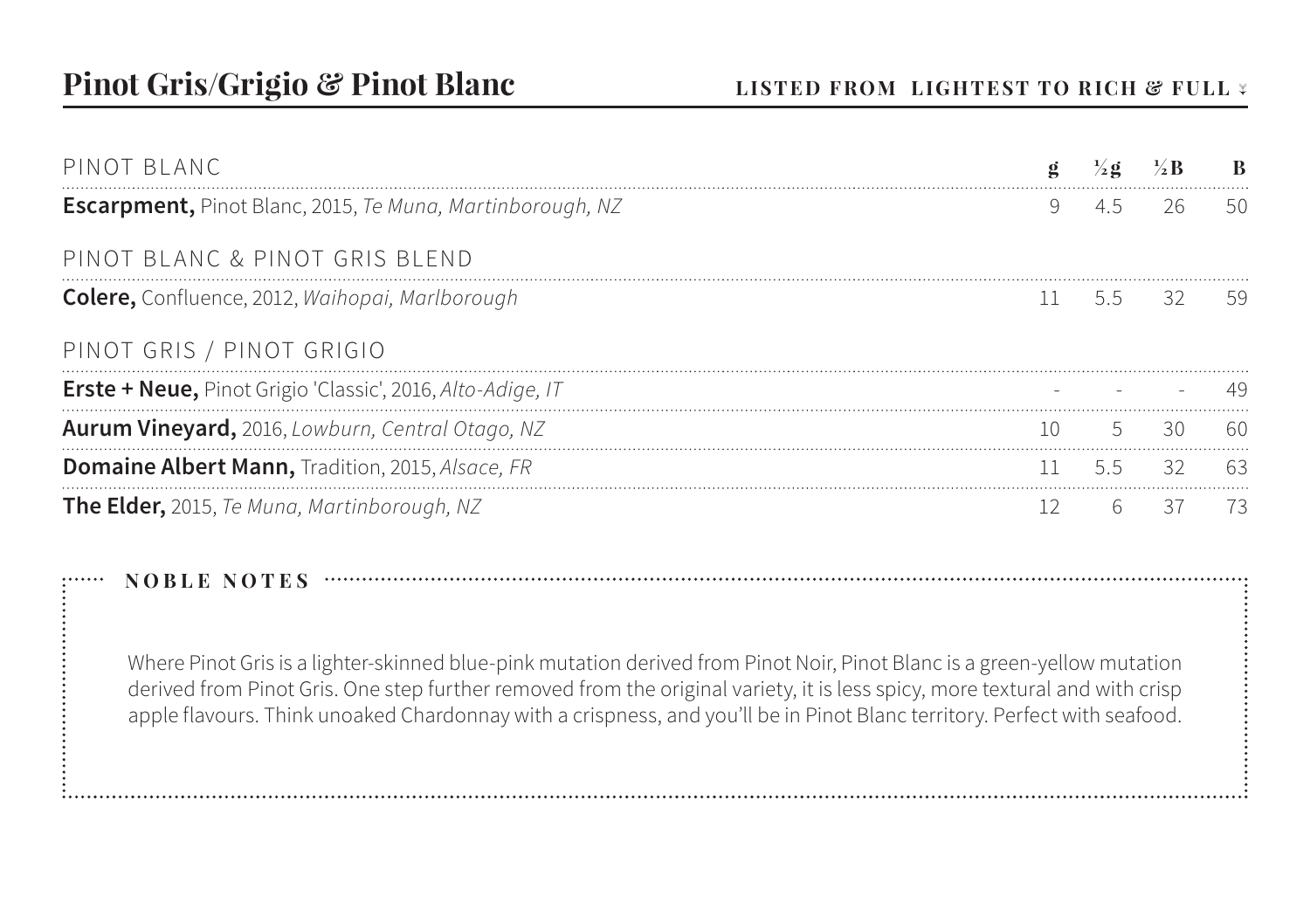# Pinot Gris/Grigio & Pinot Blanc

**LISTED FROM LIGHTEST TO RICH & FULL**

| PINOT BLANC | g | ½g | ½B | B |
|---|---|---|---|---|
| **Escarpment,** Pinot Blanc, 2015, *Te Muna, Martinborough, NZ* | 9 | 4.5 | 26 | 50 |
| PINOT BLANC & PINOT GRIS BLEND | | | | |
| **Colere,** Confluence, 2012, *Waihopai, Marlborough* | 11 | 5.5 | 32 | 59 |
| PINOT GRIS / PINOT GRIGIO | | | | |
| **Erste + Neue,** Pinot Grigio 'Classic', 2016, *Alto-Adige, IT* | - | - | - | 49 |
| **Aurum Vineyard,** 2016, *Lowburn, Central Otago, NZ* | 10 | 5 | 30 | 60 |
| **Domaine Albert Mann,** Tradition, 2015, *Alsace, FR* | 11 | 5.5 | 32 | 63 |
| **The Elder,** 2015, *Te Muna, Martinborough, NZ* | 12 | 6 | 37 | 73 |

**NOBLE NOTES**

Where Pinot Gris is a lighter-skinned blue-pink mutation derived from Pinot Noir, Pinot Blanc is a green-yellow mutation derived from Pinot Gris. One step further removed from the original variety, it is less spicy, more textural and with crisp apple flavours. Think unoaked Chardonnay with a crispness, and you'll be in Pinot Blanc territory. Perfect with seafood.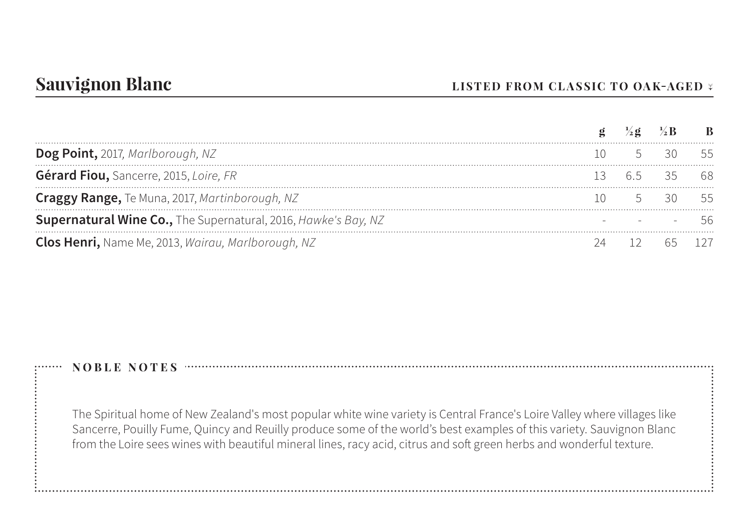## Sauvignon Blanc

**LISTED FROM CLASSIC TO OAK-AGED**

| | g | ½g | ½B | B |
|---|---|---|---|---|
| **Dog Point,** 2017, *Marlborough, NZ* | 10 | 5 | 30 | 55 |
| **Gérard Fiou,** Sancerre, 2015, *Loire, FR* | 13 | 6.5 | 35 | 68 |
| **Craggy Range,** Te Muna, 2017, *Martinborough, NZ* | 10 | 5 | 30 | 55 |
| **Supernatural Wine Co.,** The Supernatural, 2016, *Hawke's Bay, NZ* | - | - | - | 56 |
| **Clos Henri,** Name Me, 2013, *Wairau, Marlborough, NZ* | 24 | 12 | 65 | 127 |

**NOBLE NOTES**

The Spiritual home of New Zealand's most popular white wine variety is Central France's Loire Valley where villages like Sancerre, Pouilly Fume, Quincy and Reuilly produce some of the world's best examples of this variety. Sauvignon Blanc from the Loire sees wines with beautiful mineral lines, racy acid, citrus and soft green herbs and wonderful texture.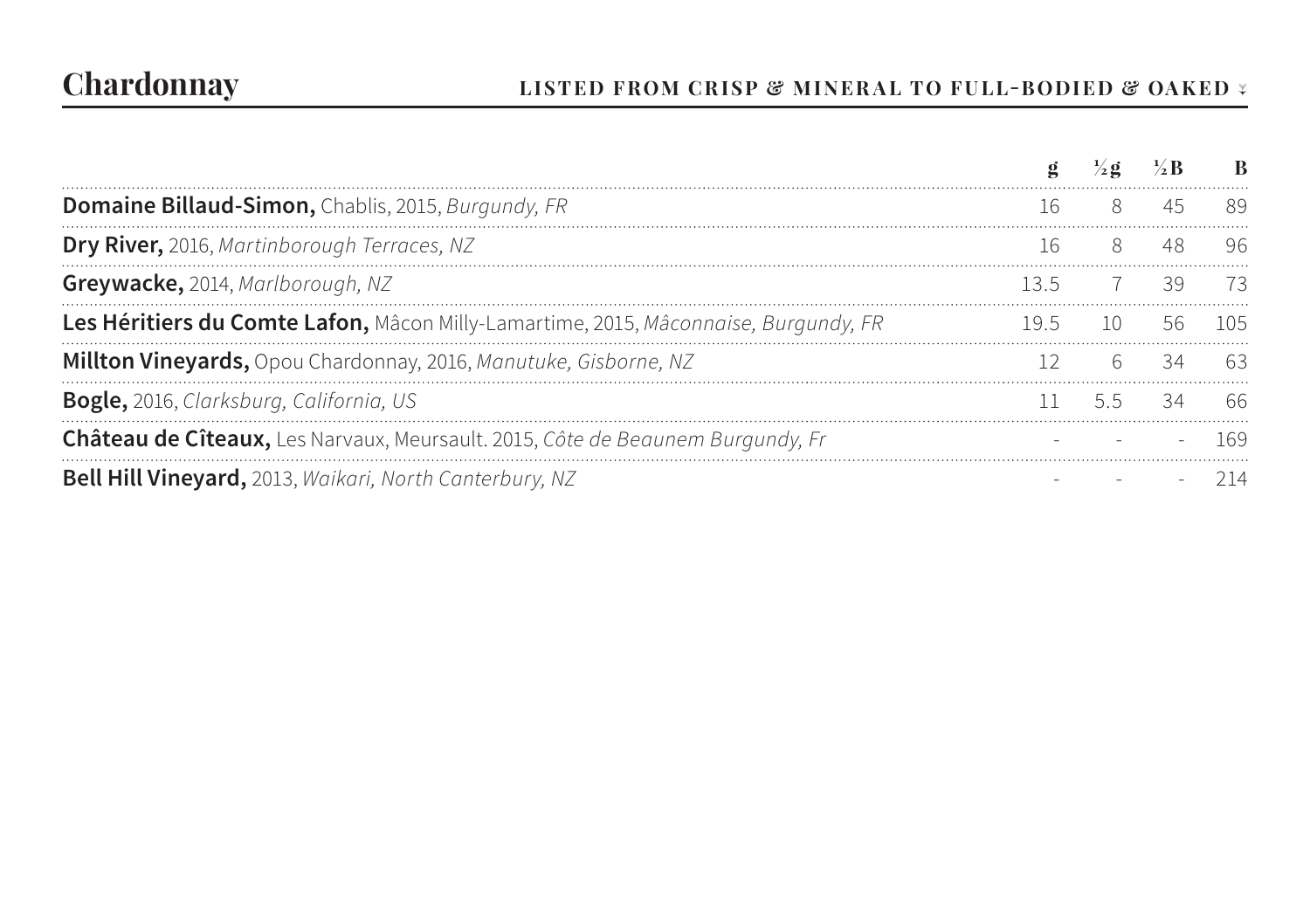# Chardonnay

**LISTED FROM CRISP & MINERAL TO FULL-BODIED & OAKED**

| | g | ½g | ½B | B |
|---|---|---|---|---|
| **Domaine Billaud-Simon,** Chablis, 2015, *Burgundy, FR* | 16 | 8 | 45 | 89 |
| **Dry River,** 2016, *Martinborough Terraces, NZ* | 16 | 8 | 48 | 96 |
| **Greywacke,** 2014, *Marlborough, NZ* | 13.5 | 7 | 39 | 73 |
| **Les Héritiers du Comte Lafon,** Mâcon Milly-Lamartime, 2015, *Mâconnaise, Burgundy, FR* | 19.5 | 10 | 56 | 105 |
| **Millton Vineyards,** Opou Chardonnay, 2016, *Manutuke, Gisborne, NZ* | 12 | 6 | 34 | 63 |
| **Bogle,** 2016, *Clarksburg, California, US* | 11 | 5.5 | 34 | 66 |
| **Château de Cîteaux,** Les Narvaux, Meursault. 2015, *Côte de Beaunem Burgundy, Fr* | - | - | - | 169 |
| **Bell Hill Vineyard,** 2013, *Waikari, North Canterbury, NZ* | - | - | - | 214 |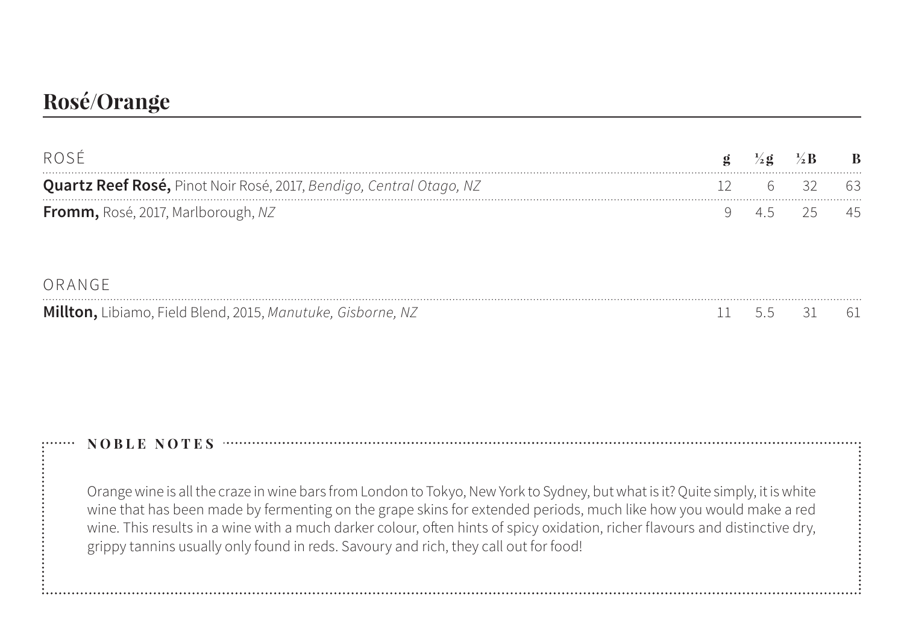# Rosé/Orange

| ROSÉ | g | ½g | ½B | B |
|---|---|---|---|---|
| **Quartz Reef Rosé,** Pinot Noir Rosé, 2017, *Bendigo, Central Otago, NZ* | 12 | 6 | 32 | 63 |
| **Fromm,** Rosé, 2017, Marlborough, *NZ* | 9 | 4.5 | 25 | 45 |

| ORANGE | g | ½g | ½B | B |
|---|---|---|---|---|
| **Millton,** Libiamo, Field Blend, 2015, *Manutuke, Gisborne, NZ* | 11 | 5.5 | 31 | 61 |

### NOBLE NOTES

Orange wine is all the craze in wine bars from London to Tokyo, New York to Sydney, but what is it? Quite simply, it is white wine that has been made by fermenting on the grape skins for extended periods, much like how you would make a red wine. This results in a wine with a much darker colour, often hints of spicy oxidation, richer flavours and distinctive dry, grippy tannins usually only found in reds. Savoury and rich, they call out for food!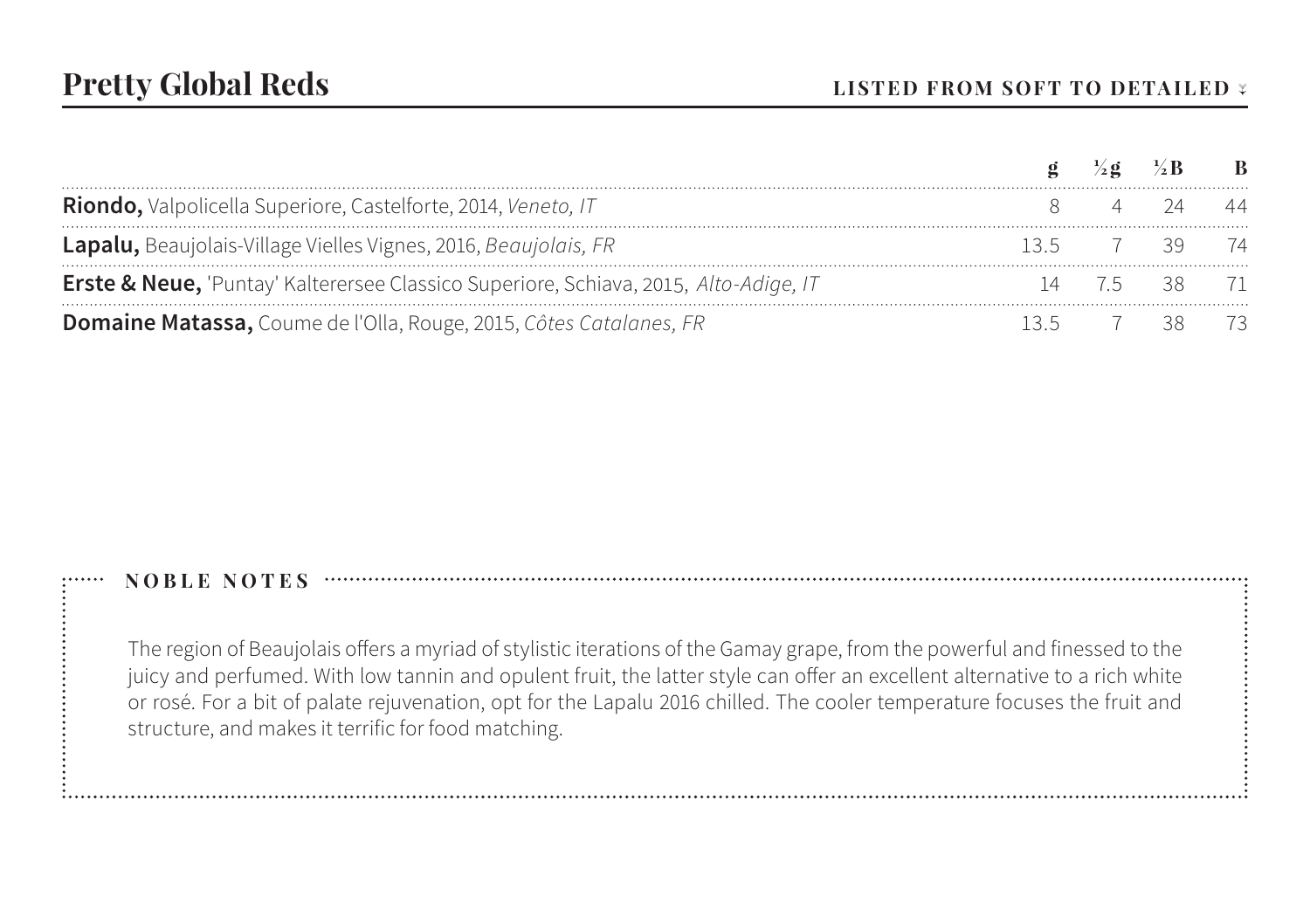## Pretty Global Reds

**LISTED FROM SOFT TO DETAILED**

| | g | ½g | ½B | B |
|---|---|---|---|---|
| **Riondo,** Valpolicella Superiore, Castelforte, 2014, *Veneto, IT* | 8 | 4 | 24 | 44 |
| **Lapalu,** Beaujolais-Village Vielles Vignes, 2016, *Beaujolais, FR* | 13.5 | 7 | 39 | 74 |
| **Erste & Neue,** 'Puntay' Kalterersee Classico Superiore, Schiava, 2015, *Alto-Adige, IT* | 14 | 7.5 | 38 | 71 |
| **Domaine Matassa,** Coume de l'Olla, Rouge, 2015, *Côtes Catalanes, FR* | 13.5 | 7 | 38 | 73 |

### NOBLE NOTES

The region of Beaujolais offers a myriad of stylistic iterations of the Gamay grape, from the powerful and finessed to the juicy and perfumed. With low tannin and opulent fruit, the latter style can offer an excellent alternative to a rich white or rosé. For a bit of palate rejuvenation, opt for the Lapalu 2016 chilled. The cooler temperature focuses the fruit and structure, and makes it terrific for food matching.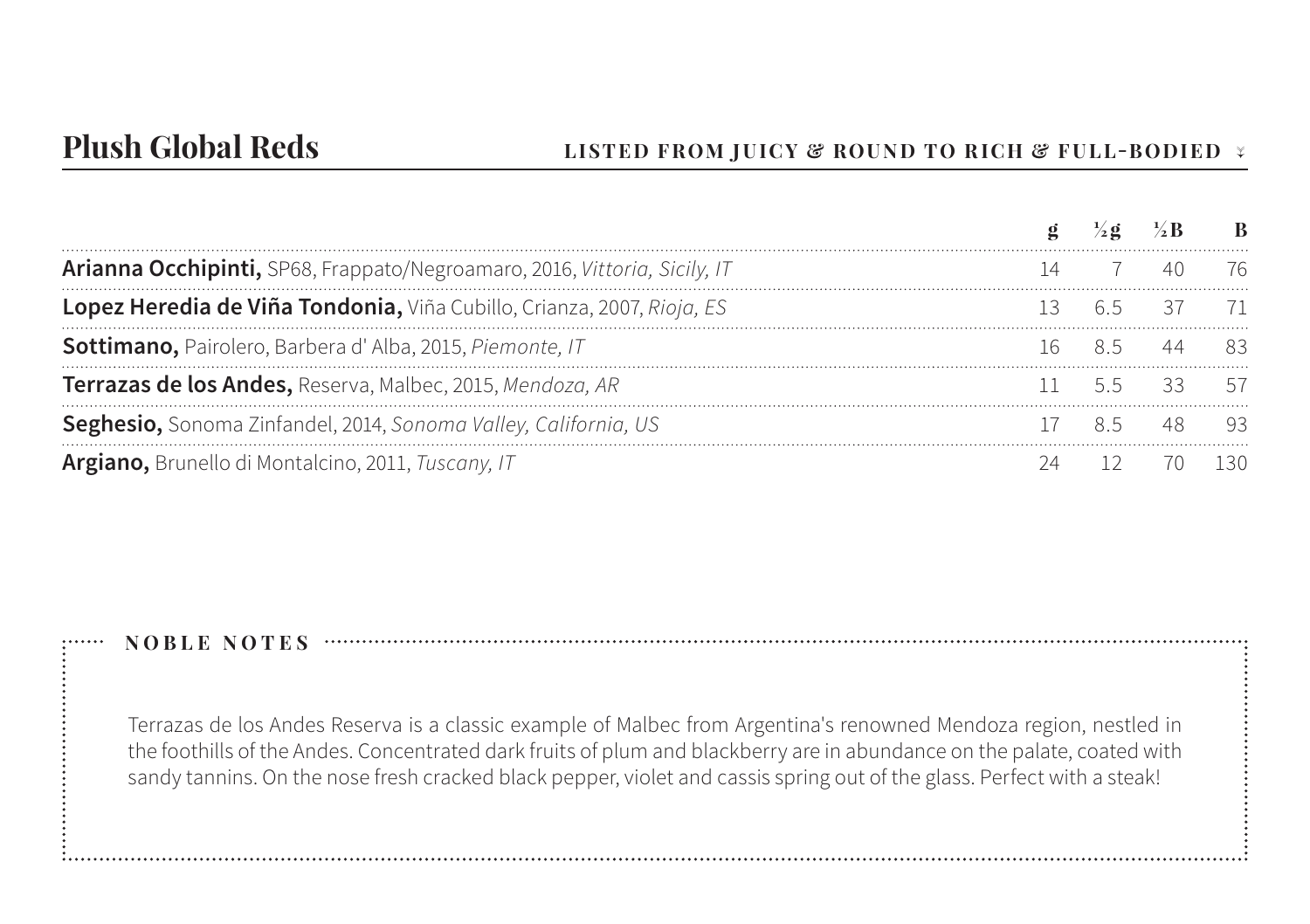## Plush Global Reds

**LISTED FROM JUICY & ROUND TO RICH & FULL-BODIED**

| | g | ½g | ½B | B |
|---|---|---|---|---|
| **Arianna Occhipinti,** SP68, Frappato/Negroamaro, 2016, *Vittoria, Sicily, IT* | 14 | 7 | 40 | 76 |
| **Lopez Heredia de Viña Tondonia,** Viña Cubillo, Crianza, 2007, *Rioja, ES* | 13 | 6.5 | 37 | 71 |
| **Sottimano,** Pairolero, Barbera d' Alba, 2015, *Piemonte, IT* | 16 | 8.5 | 44 | 83 |
| **Terrazas de los Andes,** Reserva, Malbec, 2015, *Mendoza, AR* | 11 | 5.5 | 33 | 57 |
| **Seghesio,** Sonoma Zinfandel, 2014, *Sonoma Valley, California, US* | 17 | 8.5 | 48 | 93 |
| **Argiano,** Brunello di Montalcino, 2011, *Tuscany, IT* | 24 | 12 | 70 | 130 |

**NOBLE NOTES**

Terrazas de los Andes Reserva is a classic example of Malbec from Argentina's renowned Mendoza region, nestled in the foothills of the Andes. Concentrated dark fruits of plum and blackberry are in abundance on the palate, coated with sandy tannins. On the nose fresh cracked black pepper, violet and cassis spring out of the glass. Perfect with a steak!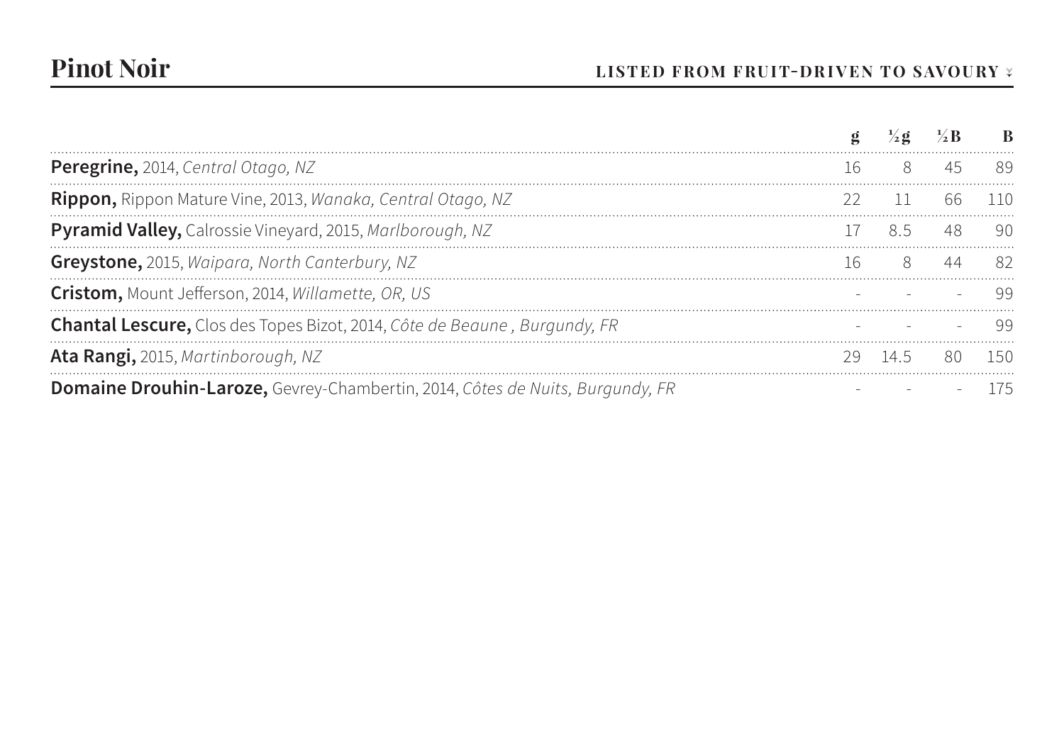## Pinot Noir

**LISTED FROM FRUIT-DRIVEN TO SAVOURY**

| | g | ½g | ½B | B |
|---|---|---|---|---|
| **Peregrine,** 2014, *Central Otago, NZ* | 16 | 8 | 45 | 89 |
| **Rippon,** Rippon Mature Vine, 2013, *Wanaka, Central Otago, NZ* | 22 | 11 | 66 | 110 |
| **Pyramid Valley,** Calrossie Vineyard, 2015, *Marlborough, NZ* | 17 | 8.5 | 48 | 90 |
| **Greystone,** 2015, *Waipara, North Canterbury, NZ* | 16 | 8 | 44 | 82 |
| **Cristom,** Mount Jefferson, 2014, *Willamette, OR, US* | - | - | - | 99 |
| **Chantal Lescure,** Clos des Topes Bizot, 2014, *Côte de Beaune , Burgundy, FR* | - | - | - | 99 |
| **Ata Rangi,** 2015, *Martinborough, NZ* | 29 | 14.5 | 80 | 150 |
| **Domaine Drouhin-Laroze,** Gevrey-Chambertin, 2014, *Côtes de Nuits, Burgundy, FR* | - | - | - | 175 |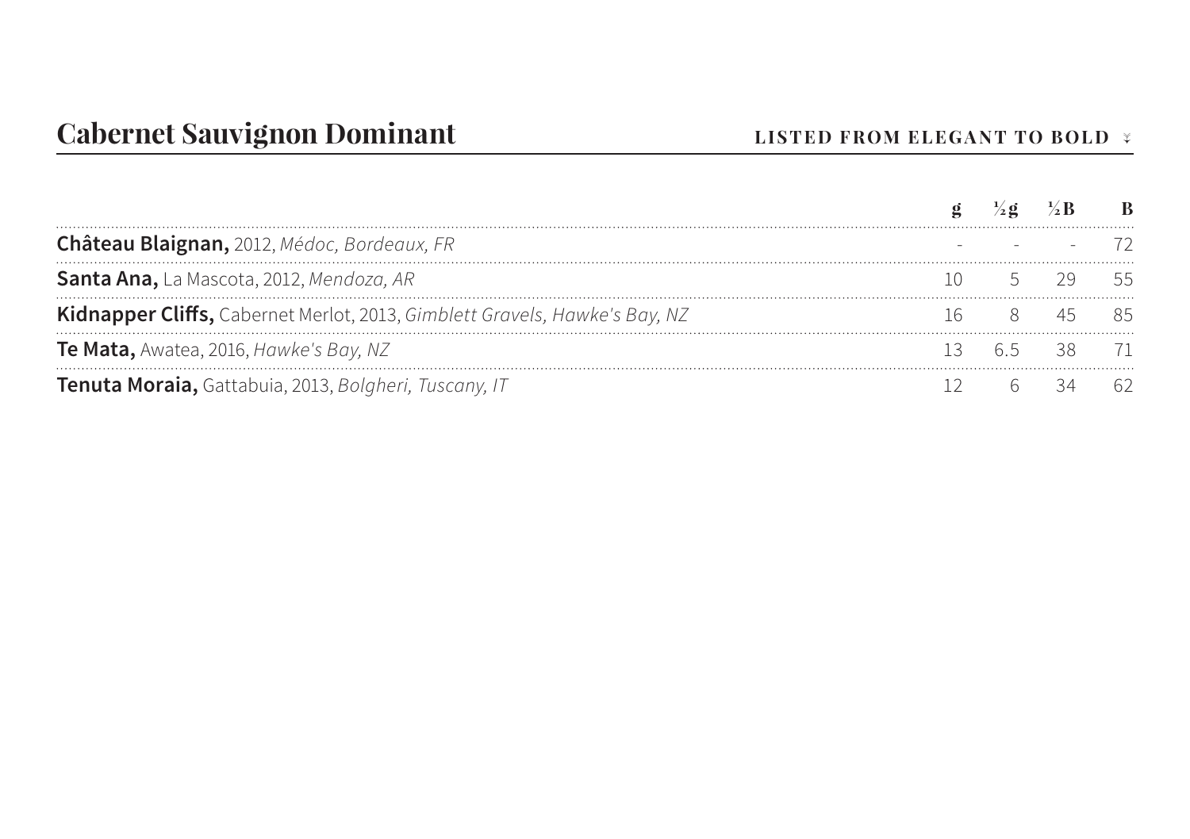## Cabernet Sauvignon Dominant

**LISTED FROM ELEGANT TO BOLD**

| | g | ½g | ½B | B |
|---|---|---|---|---|
| **Château Blaignan,** 2012, *Médoc, Bordeaux, FR* | - | - | - | 72 |
| **Santa Ana,** La Mascota, 2012, *Mendoza, AR* | 10 | 5 | 29 | 55 |
| **Kidnapper Cliffs,** Cabernet Merlot, 2013, *Gimblett Gravels, Hawke's Bay, NZ* | 16 | 8 | 45 | 85 |
| **Te Mata,** Awatea, 2016, *Hawke's Bay, NZ* | 13 | 6.5 | 38 | 71 |
| **Tenuta Moraia,** Gattabuia, 2013, *Bolgheri, Tuscany, IT* | 12 | 6 | 34 | 62 |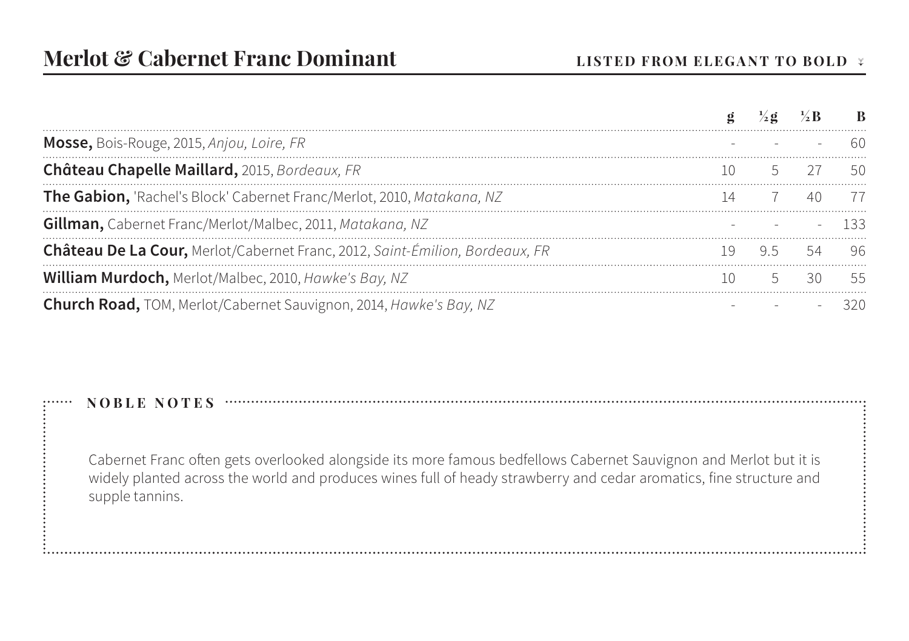## Merlot & Cabernet Franc Dominant

**LISTED FROM ELEGANT TO BOLD**

| | g | ½g | ½B | B |
|---|---|---|---|---|
| **Mosse,** Bois-Rouge, 2015, *Anjou, Loire, FR* | - | - | - | 60 |
| **Château Chapelle Maillard,** 2015, *Bordeaux, FR* | 10 | 5 | 27 | 50 |
| **The Gabion,** 'Rachel's Block' Cabernet Franc/Merlot, 2010, *Matakana, NZ* | 14 | 7 | 40 | 77 |
| **Gillman,** Cabernet Franc/Merlot/Malbec, 2011, *Matakana, NZ* | - | - | - | 133 |
| **Château De La Cour,** Merlot/Cabernet Franc, 2012, *Saint-Émilion, Bordeaux, FR* | 19 | 9.5 | 54 | 96 |
| **William Murdoch,** Merlot/Malbec, 2010, *Hawke's Bay, NZ* | 10 | 5 | 30 | 55 |
| **Church Road,** TOM, Merlot/Cabernet Sauvignon, 2014, *Hawke's Bay, NZ* | - | - | - | 320 |

**NOBLE NOTES**

Cabernet Franc often gets overlooked alongside its more famous bedfellows Cabernet Sauvignon and Merlot but it is widely planted across the world and produces wines full of heady strawberry and cedar aromatics, fine structure and supple tannins.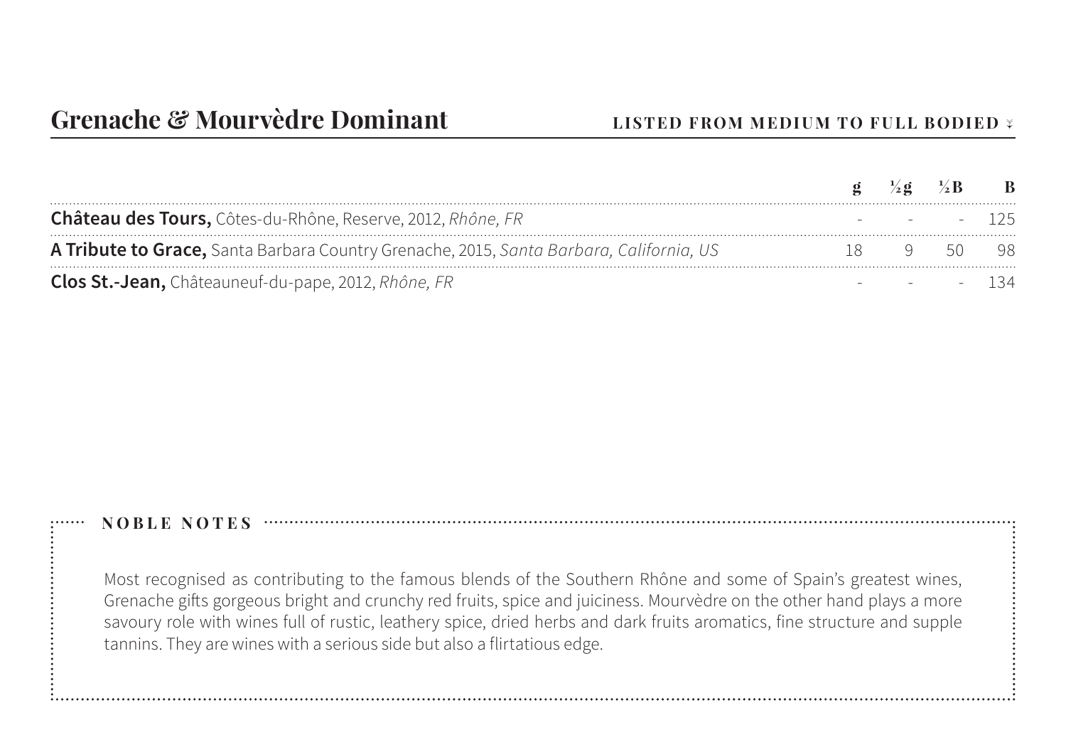## Grenache & Mourvèdre Dominant

**LISTED FROM MEDIUM TO FULL BODIED**

| | g | ½g | ½B | B |
|---|---|---|---|---|
| **Château des Tours,** Côtes-du-Rhône, Reserve, 2012, *Rhône, FR* | - | - | - | 125 |
| **A Tribute to Grace,** Santa Barbara Country Grenache, 2015, *Santa Barbara, California, US* | 18 | 9 | 50 | 98 |
| **Clos St.-Jean,** Châteauneuf-du-pape, 2012, *Rhône, FR* | - | - | - | 134 |

### NOBLE NOTES

Most recognised as contributing to the famous blends of the Southern Rhône and some of Spain's greatest wines, Grenache gifts gorgeous bright and crunchy red fruits, spice and juiciness. Mourvèdre on the other hand plays a more savoury role with wines full of rustic, leathery spice, dried herbs and dark fruits aromatics, fine structure and supple tannins. They are wines with a serious side but also a flirtatious edge.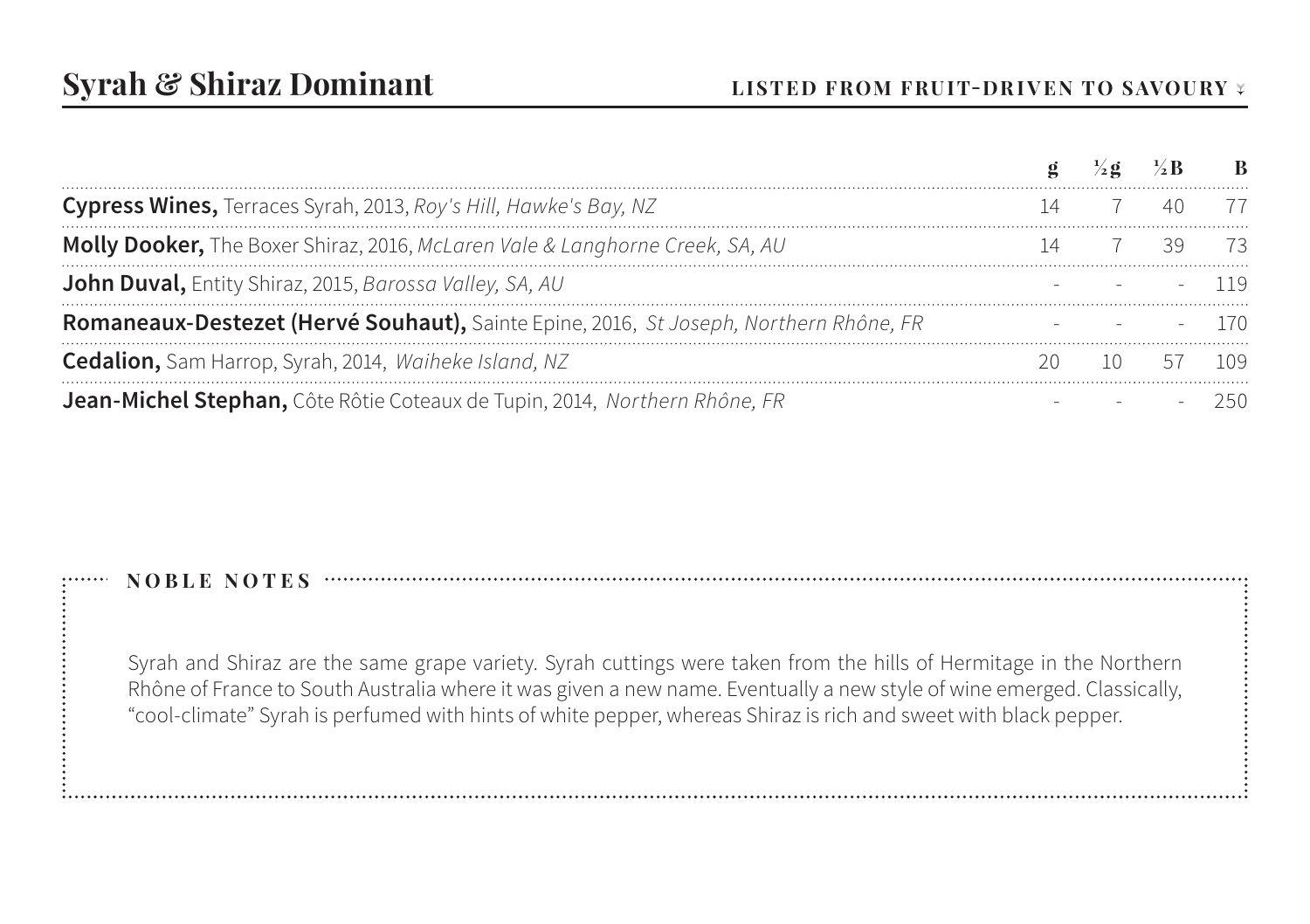## Syrah & Shiraz Dominant

**LISTED FROM FRUIT-DRIVEN TO SAVOURY**

| | g | ½g | ½B | B |
|---|---|---|---|---|
| **Cypress Wines,** Terraces Syrah, 2013, *Roy's Hill, Hawke's Bay, NZ* | 14 | 7 | 40 | 77 |
| **Molly Dooker,** The Boxer Shiraz, 2016, *McLaren Vale & Langhorne Creek, SA, AU* | 14 | 7 | 39 | 73 |
| **John Duval,** Entity Shiraz, 2015, *Barossa Valley, SA, AU* | - | - | - | 119 |
| **Romaneaux-Destezet (Hervé Souhaut),** Sainte Epine, 2016, *St Joseph, Northern Rhône, FR* | - | - | - | 170 |
| **Cedalion,** Sam Harrop, Syrah, 2014, *Waiheke Island, NZ* | 20 | 10 | 57 | 109 |
| **Jean-Michel Stephan,** Côte Rôtie Coteaux de Tupin, 2014, *Northern Rhône, FR* | - | - | - | 250 |

**NOBLE NOTES**

Syrah and Shiraz are the same grape variety. Syrah cuttings were taken from the hills of Hermitage in the Northern Rhône of France to South Australia where it was given a new name. Eventually a new style of wine emerged. Classically, "cool-climate" Syrah is perfumed with hints of white pepper, whereas Shiraz is rich and sweet with black pepper.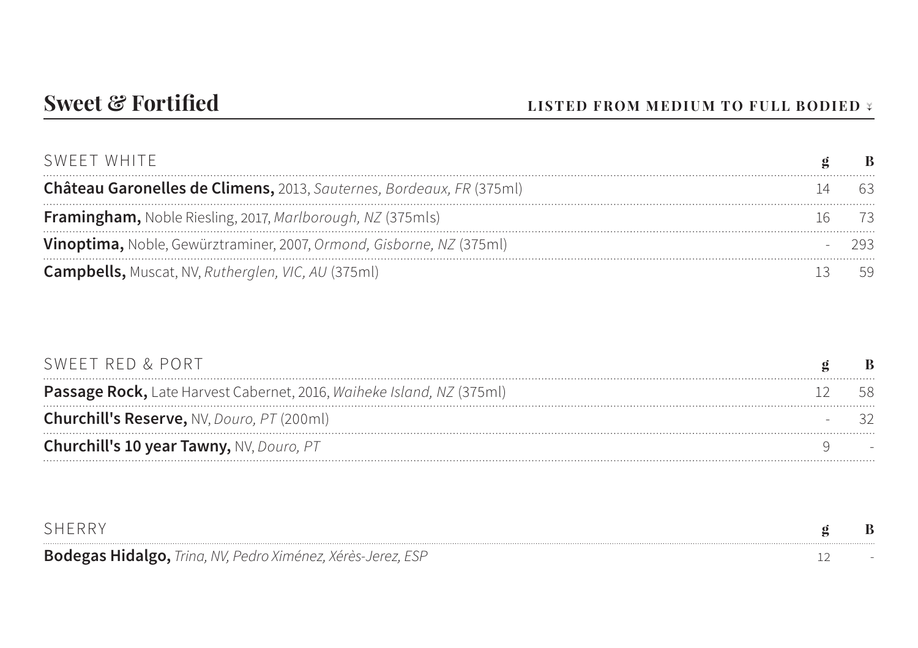## Sweet & Fortified

**LISTED FROM MEDIUM TO FULL BODIED**

| SWEET WHITE | g | B |
|---|---|---|
| **Château Garonelles de Climens,** 2013, *Sauternes, Bordeaux, FR* (375ml) | 14 | 63 |
| **Framingham,** Noble Riesling, 2017, *Marlborough, NZ* (375mls) | 16 | 73 |
| **Vinoptima,** Noble, Gewürztraminer, 2007, *Ormond, Gisborne, NZ* (375ml) | - | 293 |
| **Campbells,** Muscat, NV, *Rutherglen, VIC, AU* (375ml) | 13 | 59 |

| SWEET RED & PORT | g | B |
|---|---|---|
| **Passage Rock,** Late Harvest Cabernet, 2016, *Waiheke Island, NZ* (375ml) | 12 | 58 |
| **Churchill's Reserve,** NV, *Douro, PT* (200ml) | - | 32 |
| **Churchill's 10 year Tawny,** NV, *Douro, PT* | 9 | - |

| SHERRY | g | B |
|---|---|---|
| **Bodegas Hidalgo,** *Trina, NV, Pedro Ximénez, Xérès-Jerez, ESP* | 12 | - |